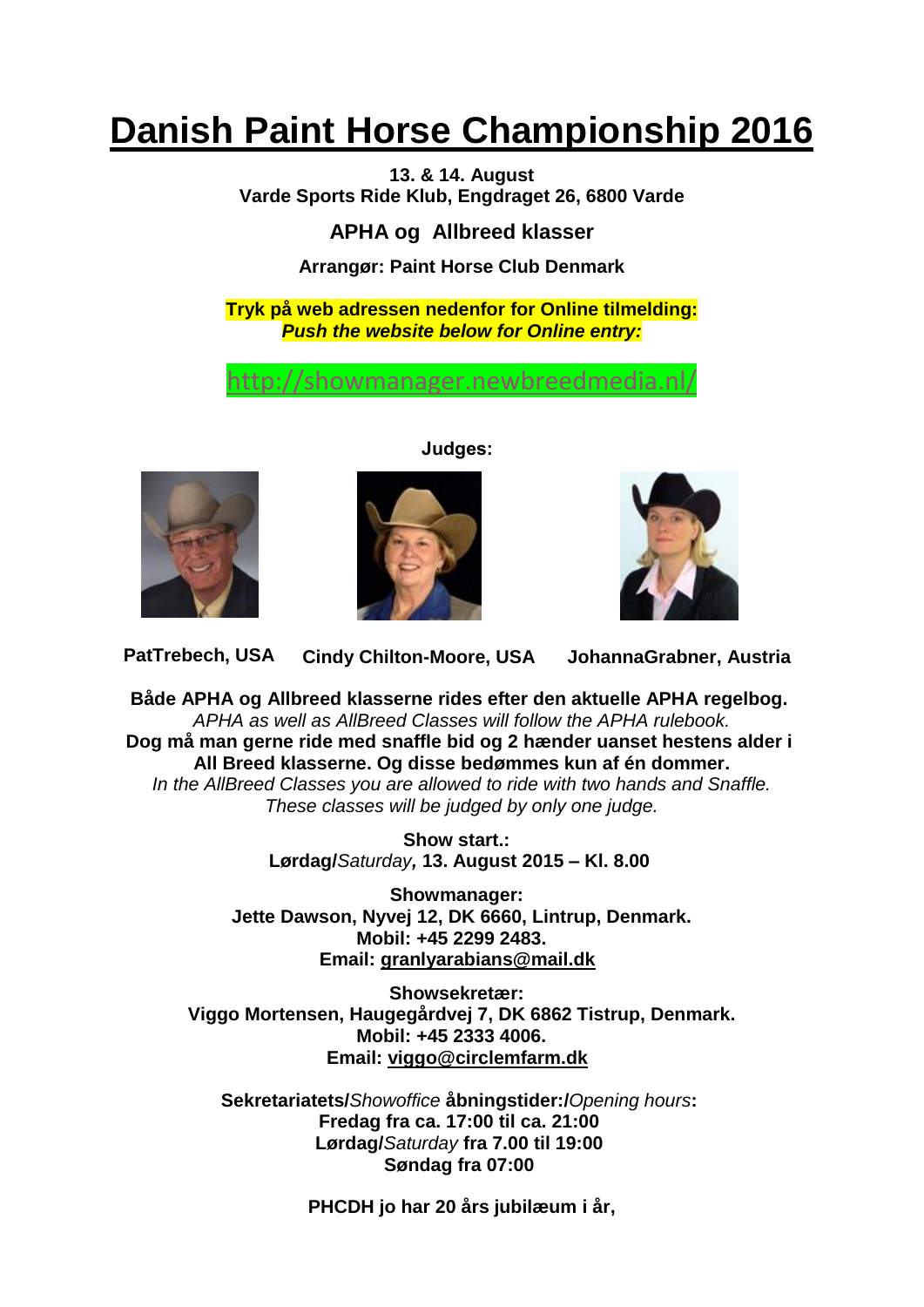# Danish Paint Horse Championship 2016

**13. & 14. August**
**Varde Sports Ride Klub, Engdraget 26, 6800 Varde**

**APHA og Allbreed klasser**

**Arrangør: Paint Horse Club Denmark**

**Tryk på web adressen nedenfor for Online tilmelding:**
***Push the website below for Online entry:***

http://showmanager.newbreedmedia.nl/

**Judges:**

**PatTrebech, USA** **Cindy Chilton-Moore, USA** **JohannaGrabner, Austria**

**Både APHA og Allbreed klasserne rides efter den aktuelle APHA regelbog.**
*APHA as well as AllBreed Classes will follow the APHA rulebook.*
**Dog må man gerne ride med snaffle bid og 2 hænder uanset hestens alder i All Breed klasserne. Og disse bedømmes kun af én dommer.**
*In the AllBreed Classes you are allowed to ride with two hands and Snaffle. These classes will be judged by only one judge.*

**Show start.:**
**Lørdag/***Saturday***, 13. August 2015 – Kl. 8.00**

**Showmanager:**
**Jette Dawson, Nyvej 12, DK 6660, Lintrup, Denmark.**
**Mobil: +45 2299 2483.**
**Email: granlyarabians@mail.dk**

**Showsekretær:**
**Viggo Mortensen, Haugegårdvej 7, DK 6862 Tistrup, Denmark.**
**Mobil: +45 2333 4006.**
**Email: viggo@circlemfarm.dk**

**Sekretariatets/***Showoffice* **åbningstider:/***Opening hours***:**
**Fredag fra ca. 17:00 til ca. 21:00**
**Lørdag/***Saturday* **fra 7.00 til 19:00**
**Søndag fra 07:00**

**PHCDH jo har 20 års jubilæum i år,**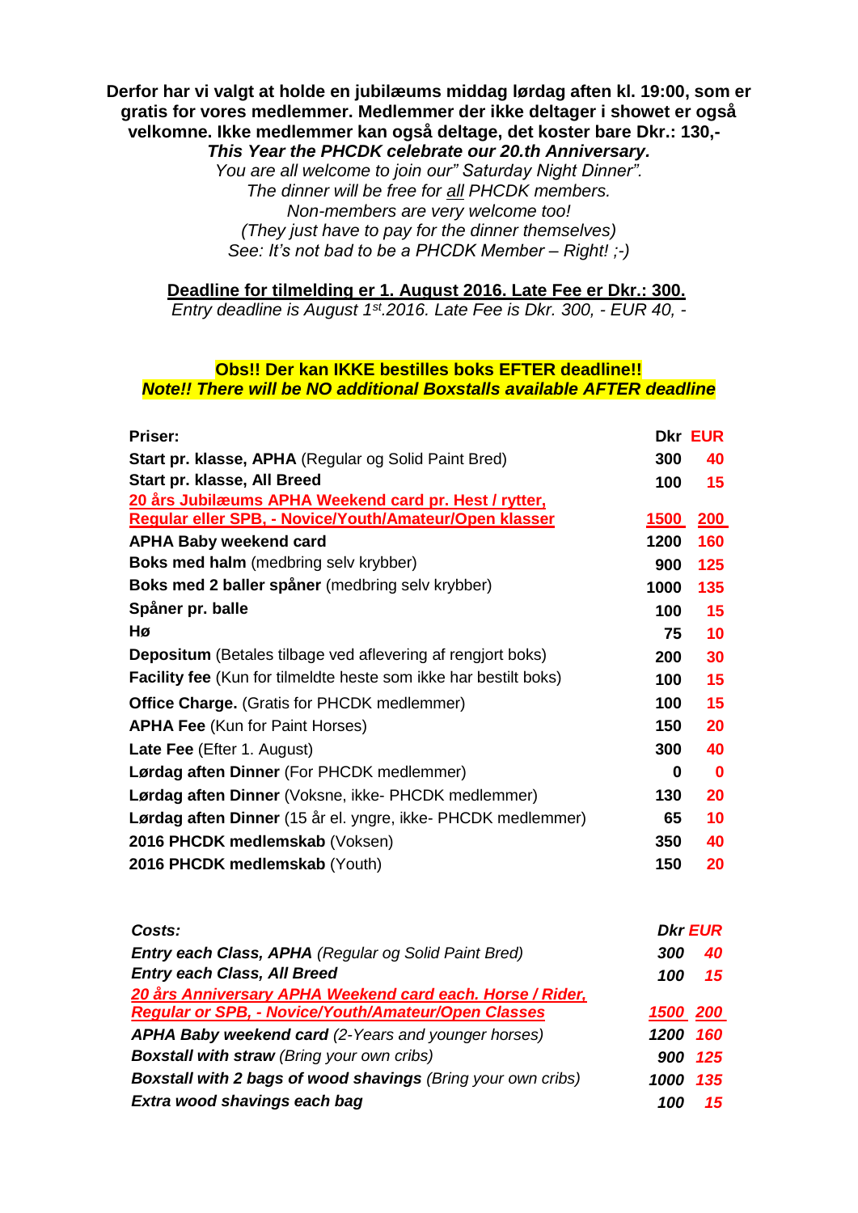**Derfor har vi valgt at holde en jubilæums middag lørdag aften kl. 19:00, som er gratis for vores medlemmer. Medlemmer der ikke deltager i showet er også velkomne. Ikke medlemmer kan også deltage, det koster bare Dkr.: 130,-**

***This Year the PHCDK celebrate our 20.th Anniversary.***

*You are all welcome to join our" Saturday Night Dinner".*

*The dinner will be free for all PHCDK members.*

*Non-members are very welcome too!*

*(They just have to pay for the dinner themselves)*

*See: It's not bad to be a PHCDK Member – Right! ;-)*

**Deadline for tilmelding er 1. August 2016. Late Fee er Dkr.: 300.**

*Entry deadline is August 1st.2016. Late Fee is Dkr. 300, - EUR 40, -*

**Obs!! Der kan IKKE bestilles boks EFTER deadline!!**

***Note!! There will be NO additional Boxstalls available AFTER deadline***

| **Priser:** | **Dkr** | **EUR** |
|---|---|---|
| **Start pr. klasse, APHA** (Regular og Solid Paint Bred) | **300** | **40** |
| **Start pr. klasse, All Breed** | **100** | **15** |
| **20 års Jubilæums APHA Weekend card pr. Hest / rytter, Regular eller SPB, - Novice/Youth/Amateur/Open klasser** | **1500** | **200** |
| **APHA Baby weekend card** | **1200** | **160** |
| **Boks med halm** (medbring selv krybber) | **900** | **125** |
| **Boks med 2 baller spåner** (medbring selv krybber) | **1000** | **135** |
| **Spåner pr. balle** | **100** | **15** |
| **Hø** | **75** | **10** |
| **Depositum** (Betales tilbage ved aflevering af rengjort boks) | **200** | **30** |
| **Facility fee** (Kun for tilmeldte heste som ikke har bestilt boks) | **100** | **15** |
| **Office Charge.** (Gratis for PHCDK medlemmer) | **100** | **15** |
| **APHA Fee** (Kun for Paint Horses) | **150** | **20** |
| **Late Fee** (Efter 1. August) | **300** | **40** |
| **Lørdag aften Dinner** (For PHCDK medlemmer) | **0** | **0** |
| **Lørdag aften Dinner** (Voksne, ikke- PHCDK medlemmer) | **130** | **20** |
| **Lørdag aften Dinner** (15 år el. yngre, ikke- PHCDK medlemmer) | **65** | **10** |
| **2016 PHCDK medlemskab** (Voksen) | **350** | **40** |
| **2016 PHCDK medlemskab** (Youth) | **150** | **20** |

| ***Costs:*** | ***Dkr*** | ***EUR*** |
|---|---|---|
| ***Entry each Class, APHA*** *(Regular og Solid Paint Bred)* | ***300*** | ***40*** |
| ***Entry each Class, All Breed*** | ***100*** | ***15*** |
| ***20 års Anniversary APHA Weekend card each. Horse / Rider, Regular or SPB, - Novice/Youth/Amateur/Open Classes*** | ***1500*** | ***200*** |
| ***APHA Baby weekend card*** *(2-Years and younger horses)* | ***1200*** | ***160*** |
| ***Boxstall with straw*** *(Bring your own cribs)* | ***900*** | ***125*** |
| ***Boxstall with 2 bags of wood shavings*** *(Bring your own cribs)* | ***1000*** | ***135*** |
| ***Extra wood shavings each bag*** | ***100*** | ***15*** |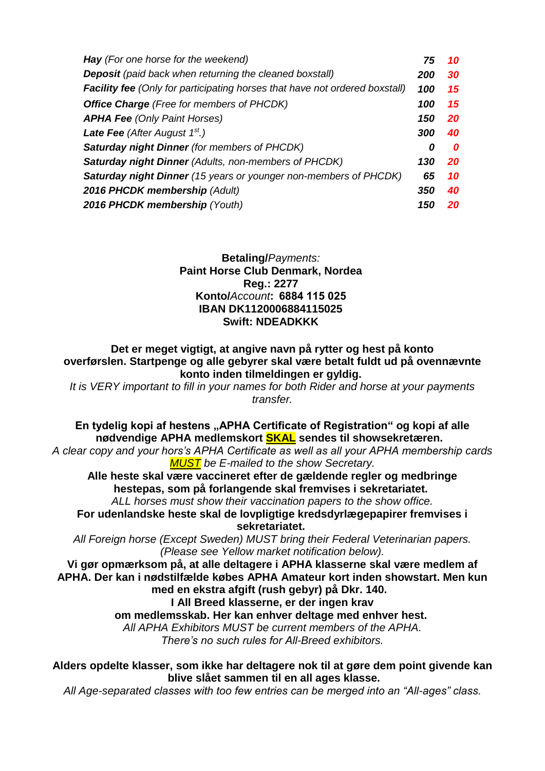| | | |
|---|---|---|
| ***Hay*** *(For one horse for the weekend)* | ***75*** | ***10*** |
| ***Deposit*** *(paid back when returning the cleaned boxstall)* | ***200*** | ***30*** |
| ***Facility fee*** *(Only for participating horses that have not ordered boxstall)* | ***100*** | ***15*** |
| ***Office Charge*** *(Free for members of PHCDK)* | ***100*** | ***15*** |
| ***APHA Fee*** *(Only Paint Horses)* | ***150*** | ***20*** |
| ***Late Fee*** *(After August 1st.)* | ***300*** | ***40*** |
| ***Saturday night Dinner*** *(for members of PHCDK)* | ***0*** | ***0*** |
| ***Saturday night Dinner*** *(Adults, non-members of PHCDK)* | ***130*** | ***20*** |
| ***Saturday night Dinner*** *(15 years or younger non-members of PHCDK)* | ***65*** | ***10*** |
| ***2016 PHCDK membership*** *(Adult)* | ***350*** | ***40*** |
| ***2016 PHCDK membership*** *(Youth)* | ***150*** | ***20*** |

**Betaling/***Payments:*
**Paint Horse Club Denmark, Nordea**
**Reg.: 2277**
**Konto/***Account***: 6884 115 025**
**IBAN DK1120006884115025**
**Swift: NDEADKKK**

**Det er meget vigtigt, at angive navn på rytter og hest på konto overførslen. Startpenge og alle gebyrer skal være betalt fuldt ud på ovennævnte konto inden tilmeldingen er gyldig.**
*It is VERY important to fill in your names for both Rider and horse at your payments transfer.*

**En tydelig kopi af hestens „APHA Certificate of Registration" og kopi af alle nødvendige APHA medlemskort SKAL sendes til showsekretæren.**
*A clear copy and your hors's APHA Certificate as well as all your APHA membership cards MUST be E-mailed to the show Secretary.*
**Alle heste skal være vaccineret efter de gældende regler og medbringe hestepas, som på forlangende skal fremvises i sekretariatet.**
*ALL horses must show their vaccination papers to the show office.*
**For udenlandske heste skal de lovpligtige kredsdyrlægepapirer fremvises i sekretariatet.**
*All Foreign horse (Except Sweden) MUST bring their Federal Veterinarian papers. (Please see Yellow market notification below).*
**Vi gør opmærksom på, at alle deltagere i APHA klasserne skal være medlem af APHA. Der kan i nødstilfælde købes APHA Amateur kort inden showstart. Men kun med en ekstra afgift (rush gebyr) på Dkr. 140.**
**I All Breed klasserne, er der ingen krav om medlemsskab. Her kan enhver deltage med enhver hest.**
*All APHA Exhibitors MUST be current members of the APHA.*
*There's no such rules for All-Breed exhibitors.*

**Alders opdelte klasser, som ikke har deltagere nok til at gøre dem point givende kan blive slået sammen til en all ages klasse.**
*All Age-separated classes with too few entries can be merged into an "All-ages" class.*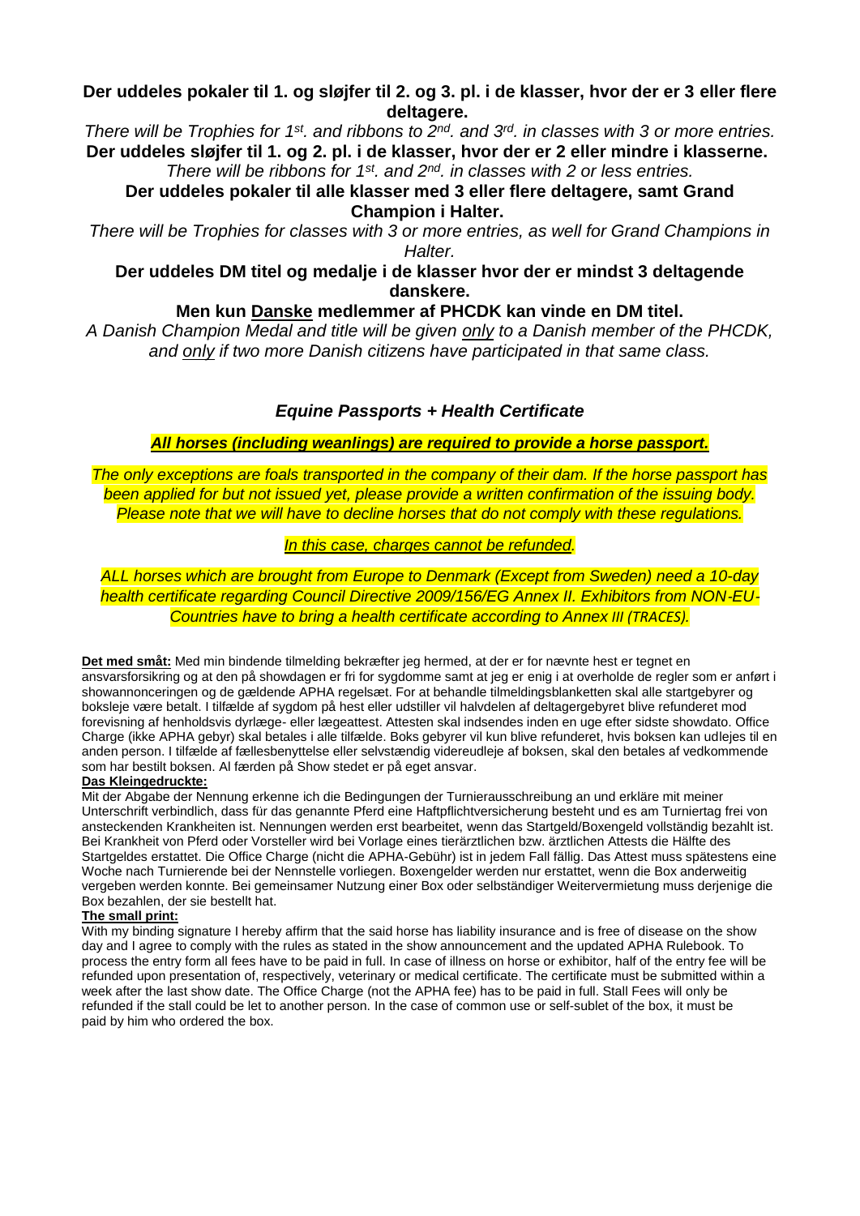**Der uddeles pokaler til 1. og sløjfer til 2. og 3. pl. i de klasser, hvor der er 3 eller flere deltagere.**

*There will be Trophies for 1st. and ribbons to 2nd. and 3rd. in classes with 3 or more entries.*

**Der uddeles sløjfer til 1. og 2. pl. i de klasser, hvor der er 2 eller mindre i klasserne.**

*There will be ribbons for 1st. and 2nd. in classes with 2 or less entries.*

**Der uddeles pokaler til alle klasser med 3 eller flere deltagere, samt Grand Champion i Halter.**

*There will be Trophies for classes with 3 or more entries, as well for Grand Champions in Halter.*

**Der uddeles DM titel og medalje i de klasser hvor der er mindst 3 deltagende danskere.**

**Men kun Danske medlemmer af PHCDK kan vinde en DM titel.**

*A Danish Champion Medal and title will be given only to a Danish member of the PHCDK, and only if two more Danish citizens have participated in that same class.*

## *Equine Passports + Health Certificate*

***All horses (including weanlings) are required to provide a horse passport.***

*The only exceptions are foals transported in the company of their dam. If the horse passport has been applied for but not issued yet, please provide a written confirmation of the issuing body. Please note that we will have to decline horses that do not comply with these regulations.*

*In this case, charges cannot be refunded.*

*ALL horses which are brought from Europe to Denmark (Except from Sweden) need a 10-day health certificate regarding Council Directive 2009/156/EG Annex II. Exhibitors from NON-EU-Countries have to bring a health certificate according to Annex III (TRACES).*

**Det med småt:** Med min bindende tilmelding bekræfter jeg hermed, at der er for nævnte hest er tegnet en ansvarsforsikring og at den på showdagen er fri for sygdomme samt at jeg er enig i at overholde de regler som er anført i showannonceringen og de gældende APHA regelsæt. For at behandle tilmeldingsblanketten skal alle startgebyrer og boksleje være betalt. I tilfælde af sygdom på hest eller udstiller vil halvdelen af deltagergebyret blive refunderet mod forevisning af henholdsvis dyrlæge- eller lægeattest. Attesten skal indsendes inden en uge efter sidste showdato. Office Charge (ikke APHA gebyr) skal betales i alle tilfælde. Boks gebyrer vil kun blive refunderet, hvis boksen kan udlejes til en anden person. I tilfælde af fællesbenyttelse eller selvstændig videreudleje af boksen, skal den betales af vedkommende som har bestilt boksen. Al færden på Show stedet er på eget ansvar.

**Das Kleingedruckte:**

Mit der Abgabe der Nennung erkenne ich die Bedingungen der Turnierausschreibung an und erkläre mit meiner Unterschrift verbindlich, dass für das genannte Pferd eine Haftpflichtversicherung besteht und es am Turniertag frei von ansteckenden Krankheiten ist. Nennungen werden erst bearbeitet, wenn das Startgeld/Boxengeld vollständig bezahlt ist. Bei Krankheit von Pferd oder Vorsteller wird bei Vorlage eines tierärztlichen bzw. ärztlichen Attests die Hälfte des Startgeldes erstattet. Die Office Charge (nicht die APHA-Gebühr) ist in jedem Fall fällig. Das Attest muss spätestens eine Woche nach Turnierende bei der Nennstelle vorliegen. Boxengelder werden nur erstattet, wenn die Box anderweitig vergeben werden konnte. Bei gemeinsamer Nutzung einer Box oder selbständiger Weitervermietung muss derjenige die Box bezahlen, der sie bestellt hat.

**The small print:**

With my binding signature I hereby affirm that the said horse has liability insurance and is free of disease on the show day and I agree to comply with the rules as stated in the show announcement and the updated APHA Rulebook. To process the entry form all fees have to be paid in full. In case of illness on horse or exhibitor, half of the entry fee will be refunded upon presentation of, respectively, veterinary or medical certificate. The certificate must be submitted within a week after the last show date. The Office Charge (not the APHA fee) has to be paid in full. Stall Fees will only be refunded if the stall could be let to another person. In the case of common use or self-sublet of the box, it must be paid by him who ordered the box.